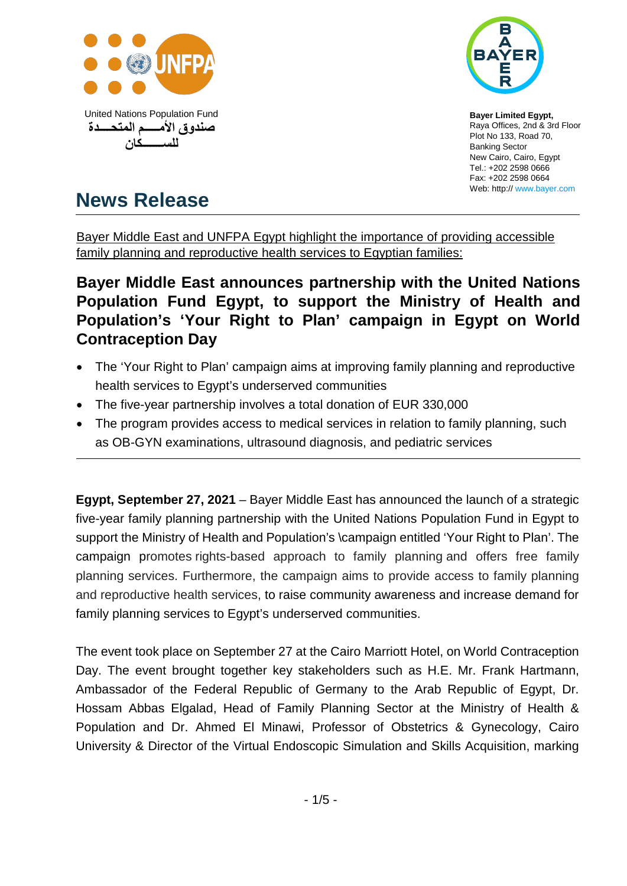United Nations Population Fund
صندوق الأمـــم المتحـــدة
للســـــكان

**Bayer Limited Egypt,**
Raya Offices, 2nd & 3rd Floor
Plot No 133, Road 70,
Banking Sector
New Cairo, Cairo, Egypt
Tel.: +202 2598 0666
Fax: +202 2598 0664
Web: http:// www.bayer.com

# News Release

Bayer Middle East and UNFPA Egypt highlight the importance of providing accessible family planning and reproductive health services to Egyptian families:

## Bayer Middle East announces partnership with the United Nations Population Fund Egypt, to support the Ministry of Health and Population's 'Your Right to Plan' campaign in Egypt on World Contraception Day

- The 'Your Right to Plan' campaign aims at improving family planning and reproductive health services to Egypt's underserved communities
- The five-year partnership involves a total donation of EUR 330,000
- The program provides access to medical services in relation to family planning, such as OB-GYN examinations, ultrasound diagnosis, and pediatric services

---

**Egypt, September 27, 2021** – Bayer Middle East has announced the launch of a strategic five-year family planning partnership with the United Nations Population Fund in Egypt to support the Ministry of Health and Population's \campaign entitled 'Your Right to Plan'. The campaign promotes rights-based approach to family planning and offers free family planning services. Furthermore, the campaign aims to provide access to family planning and reproductive health services, to raise community awareness and increase demand for family planning services to Egypt's underserved communities.

The event took place on September 27 at the Cairo Marriott Hotel, on World Contraception Day. The event brought together key stakeholders such as H.E. Mr. Frank Hartmann, Ambassador of the Federal Republic of Germany to the Arab Republic of Egypt, Dr. Hossam Abbas Elgalad, Head of Family Planning Sector at the Ministry of Health & Population and Dr. Ahmed El Minawi, Professor of Obstetrics & Gynecology, Cairo University & Director of the Virtual Endoscopic Simulation and Skills Acquisition, marking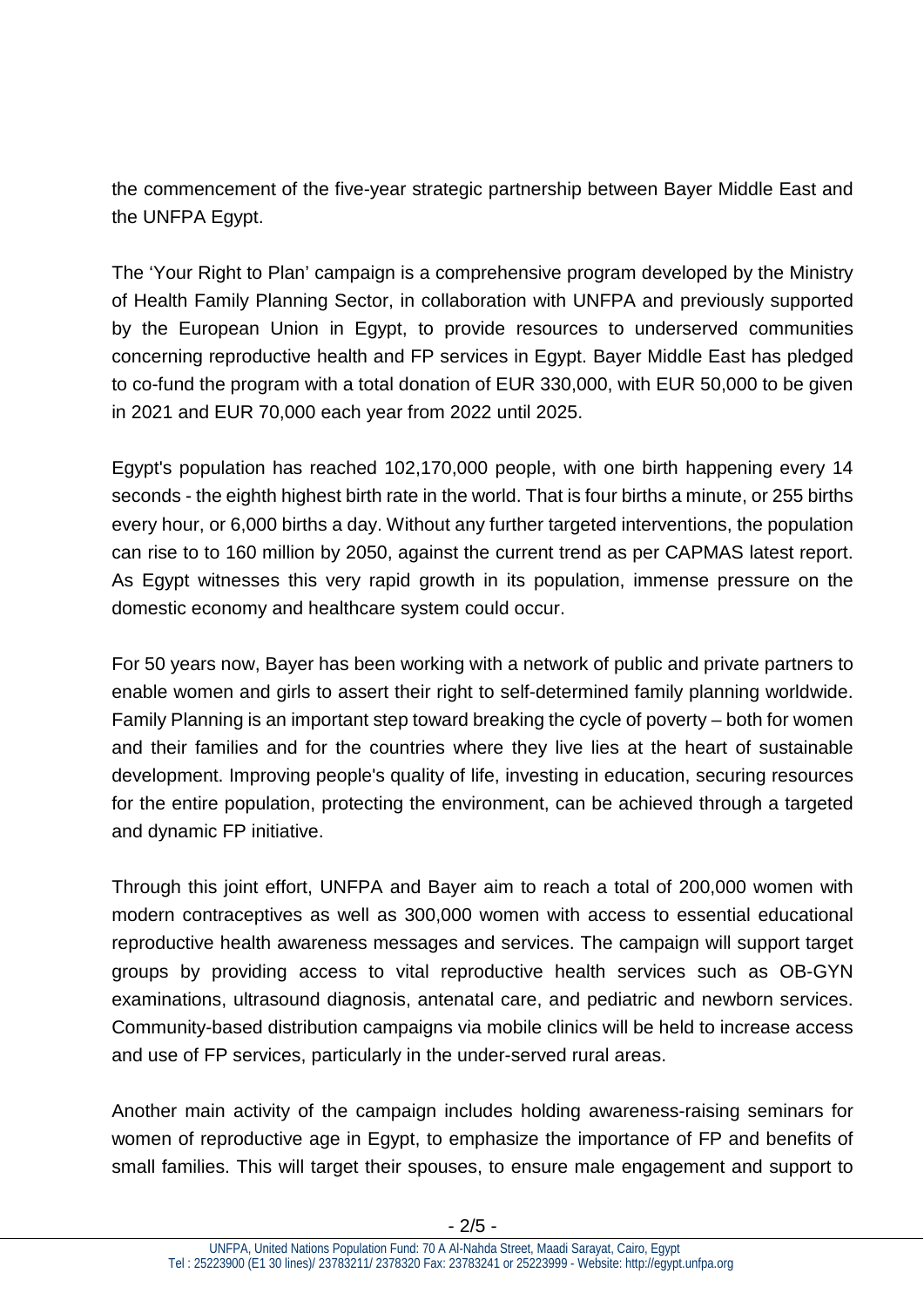the commencement of the five-year strategic partnership between Bayer Middle East and the UNFPA Egypt.

The ‘Your Right to Plan’ campaign is a comprehensive program developed by the Ministry of Health Family Planning Sector, in collaboration with UNFPA and previously supported by the European Union in Egypt, to provide resources to underserved communities concerning reproductive health and FP services in Egypt. Bayer Middle East has pledged to co-fund the program with a total donation of EUR 330,000, with EUR 50,000 to be given in 2021 and EUR 70,000 each year from 2022 until 2025.

Egypt's population has reached 102,170,000 people, with one birth happening every 14 seconds - the eighth highest birth rate in the world. That is four births a minute, or 255 births every hour, or 6,000 births a day. Without any further targeted interventions, the population can rise to to 160 million by 2050, against the current trend as per CAPMAS latest report. As Egypt witnesses this very rapid growth in its population, immense pressure on the domestic economy and healthcare system could occur.

For 50 years now, Bayer has been working with a network of public and private partners to enable women and girls to assert their right to self-determined family planning worldwide. Family Planning is an important step toward breaking the cycle of poverty – both for women and their families and for the countries where they live lies at the heart of sustainable development. Improving people's quality of life, investing in education, securing resources for the entire population, protecting the environment, can be achieved through a targeted and dynamic FP initiative.

Through this joint effort, UNFPA and Bayer aim to reach a total of 200,000 women with modern contraceptives as well as 300,000 women with access to essential educational reproductive health awareness messages and services. The campaign will support target groups by providing access to vital reproductive health services such as OB-GYN examinations, ultrasound diagnosis, antenatal care, and pediatric and newborn services. Community-based distribution campaigns via mobile clinics will be held to increase access and use of FP services, particularly in the under-served rural areas.

Another main activity of the campaign includes holding awareness-raising seminars for women of reproductive age in Egypt, to emphasize the importance of FP and benefits of small families. This will target their spouses, to ensure male engagement and support to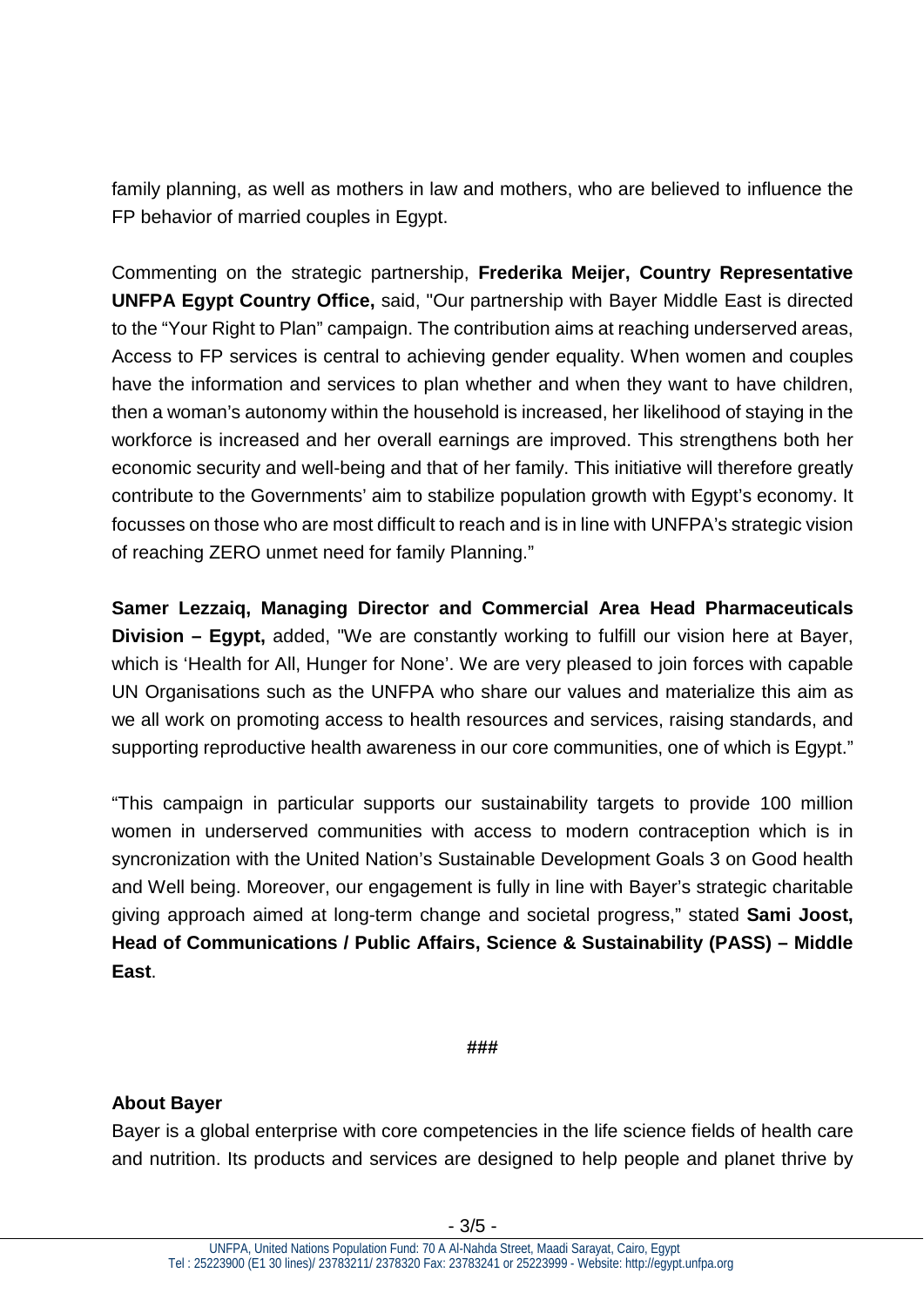family planning, as well as mothers in law and mothers, who are believed to influence the FP behavior of married couples in Egypt.

Commenting on the strategic partnership, **Frederika Meijer, Country Representative UNFPA Egypt Country Office,** said, "Our partnership with Bayer Middle East is directed to the "Your Right to Plan" campaign. The contribution aims at reaching underserved areas, Access to FP services is central to achieving gender equality. When women and couples have the information and services to plan whether and when they want to have children, then a woman's autonomy within the household is increased, her likelihood of staying in the workforce is increased and her overall earnings are improved. This strengthens both her economic security and well-being and that of her family. This initiative will therefore greatly contribute to the Governments' aim to stabilize population growth with Egypt's economy. It focusses on those who are most difficult to reach and is in line with UNFPA's strategic vision of reaching ZERO unmet need for family Planning."

**Samer Lezzaiq, Managing Director and Commercial Area Head Pharmaceuticals Division – Egypt,** added, "We are constantly working to fulfill our vision here at Bayer, which is 'Health for All, Hunger for None'. We are very pleased to join forces with capable UN Organisations such as the UNFPA who share our values and materialize this aim as we all work on promoting access to health resources and services, raising standards, and supporting reproductive health awareness in our core communities, one of which is Egypt."

"This campaign in particular supports our sustainability targets to provide 100 million women in underserved communities with access to modern contraception which is in syncronization with the United Nation's Sustainable Development Goals 3 on Good health and Well being. Moreover, our engagement is fully in line with Bayer's strategic charitable giving approach aimed at long-term change and societal progress," stated **Sami Joost, Head of Communications / Public Affairs, Science & Sustainability (PASS) – Middle East**.

###

**About Bayer**

Bayer is a global enterprise with core competencies in the life science fields of health care and nutrition. Its products and services are designed to help people and planet thrive by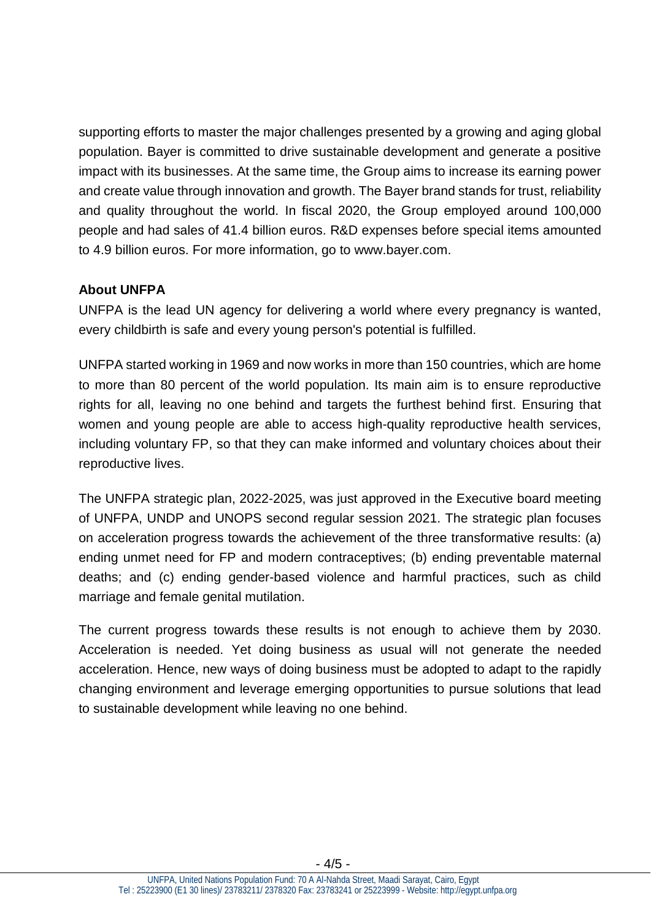supporting efforts to master the major challenges presented by a growing and aging global population. Bayer is committed to drive sustainable development and generate a positive impact with its businesses. At the same time, the Group aims to increase its earning power and create value through innovation and growth. The Bayer brand stands for trust, reliability and quality throughout the world. In fiscal 2020, the Group employed around 100,000 people and had sales of 41.4 billion euros. R&D expenses before special items amounted to 4.9 billion euros. For more information, go to www.bayer.com.

**About UNFPA**

UNFPA is the lead UN agency for delivering a world where every pregnancy is wanted, every childbirth is safe and every young person's potential is fulfilled.

UNFPA started working in 1969 and now works in more than 150 countries, which are home to more than 80 percent of the world population. Its main aim is to ensure reproductive rights for all, leaving no one behind and targets the furthest behind first. Ensuring that women and young people are able to access high-quality reproductive health services, including voluntary FP, so that they can make informed and voluntary choices about their reproductive lives.

The UNFPA strategic plan, 2022-2025, was just approved in the Executive board meeting of UNFPA, UNDP and UNOPS second regular session 2021. The strategic plan focuses on acceleration progress towards the achievement of the three transformative results: (a) ending unmet need for FP and modern contraceptives; (b) ending preventable maternal deaths; and (c) ending gender-based violence and harmful practices, such as child marriage and female genital mutilation.

The current progress towards these results is not enough to achieve them by 2030. Acceleration is needed. Yet doing business as usual will not generate the needed acceleration. Hence, new ways of doing business must be adopted to adapt to the rapidly changing environment and leverage emerging opportunities to pursue solutions that lead to sustainable development while leaving no one behind.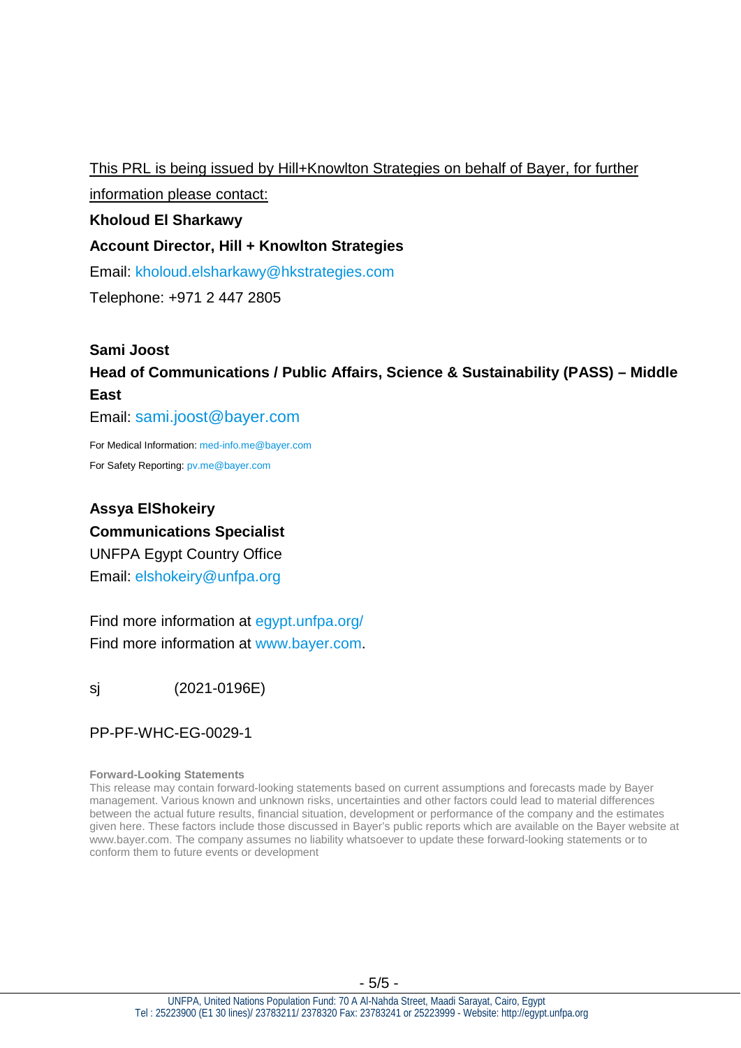This PRL is being issued by Hill+Knowlton Strategies on behalf of Bayer, for further information please contact:

**Kholoud El Sharkawy**

**Account Director, Hill + Knowlton Strategies**

Email: kholoud.elsharkawy@hkstrategies.com

Telephone: +971 2 447 2805

**Sami Joost**

**Head of Communications / Public Affairs, Science & Sustainability (PASS) – Middle East**

Email: sami.joost@bayer.com

For Medical Information: med-info.me@bayer.com

For Safety Reporting: pv.me@bayer.com

**Assya ElShokeiry**

**Communications Specialist**

UNFPA Egypt Country Office

Email: elshokeiry@unfpa.org

Find more information at egypt.unfpa.org/

Find more information at www.bayer.com.

sj (2021-0196E)

PP-PF-WHC-EG-0029-1

**Forward-Looking Statements**

This release may contain forward-looking statements based on current assumptions and forecasts made by Bayer management. Various known and unknown risks, uncertainties and other factors could lead to material differences between the actual future results, financial situation, development or performance of the company and the estimates given here. These factors include those discussed in Bayer's public reports which are available on the Bayer website at www.bayer.com. The company assumes no liability whatsoever to update these forward-looking statements or to conform them to future events or development